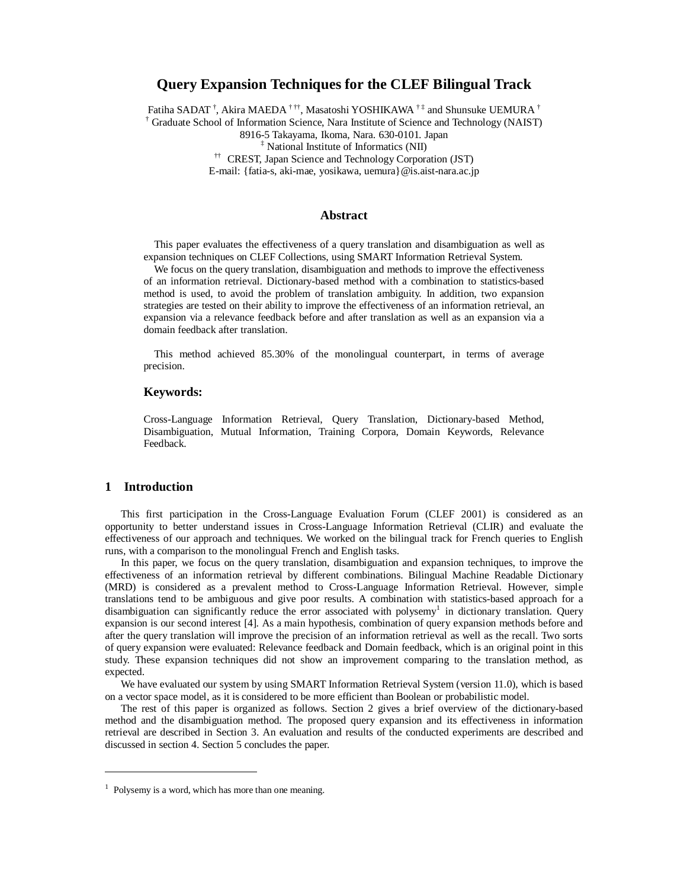# Query Expansion Techniques for the CLEF Bilingual Track

Fatiha SADAT [†], Akira MAEDA [† ††], Masatoshi YOSHIKAWA [† ‡] and Shunsuke UEMURA [†]

[†] Graduate School of Information Science, Nara Institute of Science and Technology (NAIST)
8916-5 Takayama, Ikoma, Nara. 630-0101. Japan

[‡] National Institute of Informatics (NII)

[††] CREST, Japan Science and Technology Corporation (JST)

E-mail: {fatia-s, aki-mae, yosikawa, uemura}@is.aist-nara.ac.jp

## Abstract

This paper evaluates the effectiveness of a query translation and disambiguation as well as expansion techniques on CLEF Collections, using SMART Information Retrieval System.

We focus on the query translation, disambiguation and methods to improve the effectiveness of an information retrieval. Dictionary-based method with a combination to statistics-based method is used, to avoid the problem of translation ambiguity. In addition, two expansion strategies are tested on their ability to improve the effectiveness of an information retrieval, an expansion via a relevance feedback before and after translation as well as an expansion via a domain feedback after translation.

This method achieved 85.30% of the monolingual counterpart, in terms of average precision.

### Keywords:

Cross-Language Information Retrieval, Query Translation, Dictionary-based Method, Disambiguation, Mutual Information, Training Corpora, Domain Keywords, Relevance Feedback.

## 1 Introduction

This first participation in the Cross-Language Evaluation Forum (CLEF 2001) is considered as an opportunity to better understand issues in Cross-Language Information Retrieval (CLIR) and evaluate the effectiveness of our approach and techniques. We worked on the bilingual track for French queries to English runs, with a comparison to the monolingual French and English tasks.

In this paper, we focus on the query translation, disambiguation and expansion techniques, to improve the effectiveness of an information retrieval by different combinations. Bilingual Machine Readable Dictionary (MRD) is considered as a prevalent method to Cross-Language Information Retrieval. However, simple translations tend to be ambiguous and give poor results. A combination with statistics-based approach for a disambiguation can significantly reduce the error associated with polysemy[1] in dictionary translation. Query expansion is our second interest [4]. As a main hypothesis, combination of query expansion methods before and after the query translation will improve the precision of an information retrieval as well as the recall. Two sorts of query expansion were evaluated: Relevance feedback and Domain feedback, which is an original point in this study. These expansion techniques did not show an improvement comparing to the translation method, as expected.

We have evaluated our system by using SMART Information Retrieval System (version 11.0), which is based on a vector space model, as it is considered to be more efficient than Boolean or probabilistic model.

The rest of this paper is organized as follows. Section 2 gives a brief overview of the dictionary-based method and the disambiguation method. The proposed query expansion and its effectiveness in information retrieval are described in Section 3. An evaluation and results of the conducted experiments are described and discussed in section 4. Section 5 concludes the paper.

---

[1] Polysemy is a word, which has more than one meaning.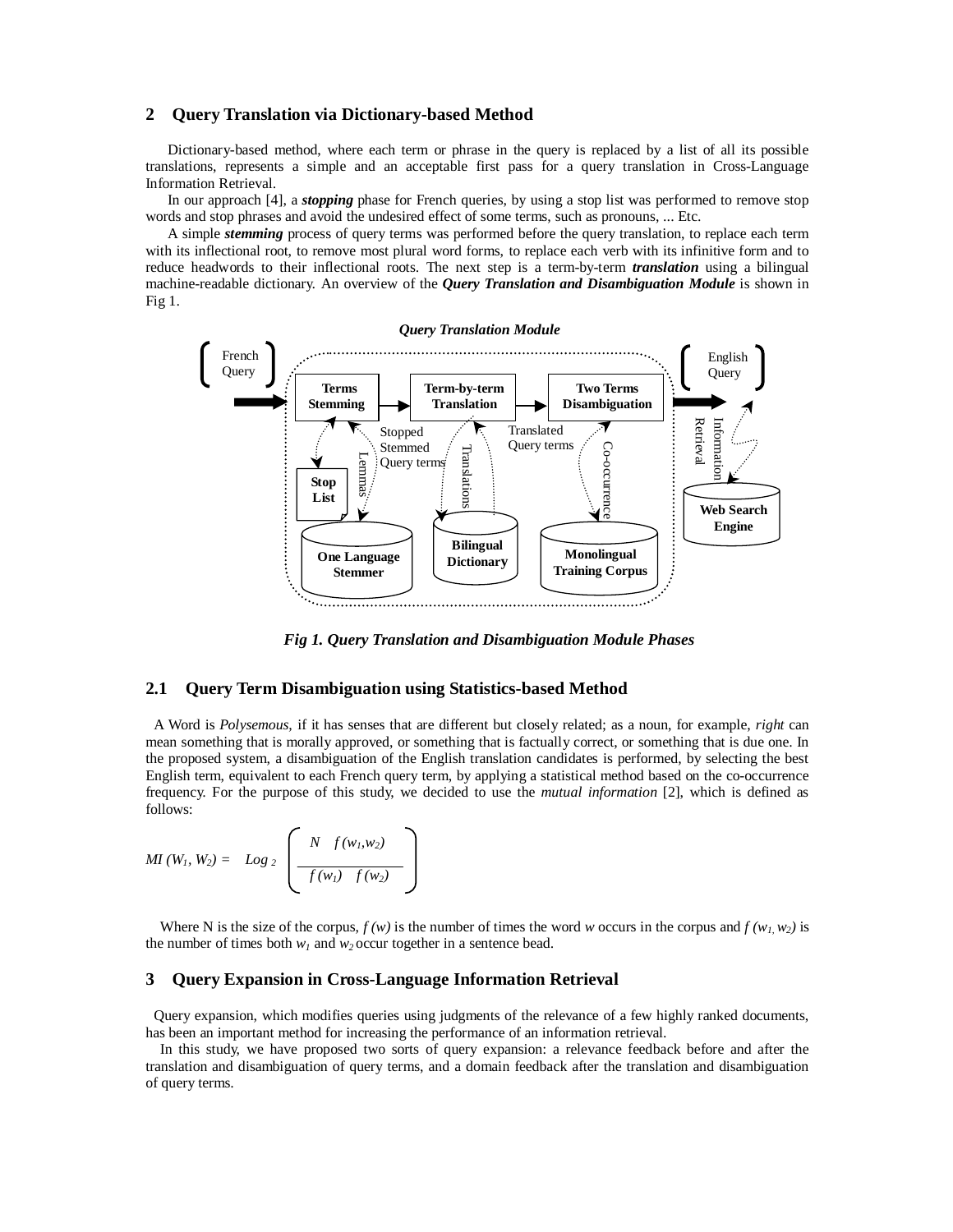## 2 Query Translation via Dictionary-based Method

Dictionary-based method, where each term or phrase in the query is replaced by a list of all its possible translations, represents a simple and an acceptable first pass for a query translation in Cross-Language Information Retrieval.

In our approach [4], a ***stopping*** phase for French queries, by using a stop list was performed to remove stop words and stop phrases and avoid the undesired effect of some terms, such as pronouns, ... Etc.

A simple ***stemming*** process of query terms was performed before the query translation, to replace each term with its inflectional root, to remove most plural word forms, to replace each verb with its infinitive form and to reduce headwords to their inflectional roots. The next step is a term-by-term ***translation*** using a bilingual machine-readable dictionary. An overview of the ***Query Translation and Disambiguation Module*** is shown in Fig 1.

***Fig 1. Query Translation and Disambiguation Module Phases***

### 2.1 Query Term Disambiguation using Statistics-based Method

A Word is *Polysemous,* if it has senses that are different but closely related; as a noun, for example, *right* can mean something that is morally approved, or something that is factually correct, or something that is due one. In the proposed system, a disambiguation of the English translation candidates is performed, by selecting the best English term, equivalent to each French query term, by applying a statistical method based on the co-occurrence frequency. For the purpose of this study, we decided to use the *mutual information* [2], which is defined as follows:

$$MI(W_1, W_2) = Log_2 \left( \frac{N \quad f(w_1, w_2)}{f(w_1) \quad f(w_2)} \right)$$

Where N is the size of the corpus, $f(w)$ is the number of times the word $w$ occurs in the corpus and $f(w_1, w_2)$ is the number of times both $w_1$ and $w_2$ occur together in a sentence bead.

## 3 Query Expansion in Cross-Language Information Retrieval

Query expansion, which modifies queries using judgments of the relevance of a few highly ranked documents, has been an important method for increasing the performance of an information retrieval.

In this study, we have proposed two sorts of query expansion: a relevance feedback before and after the translation and disambiguation of query terms, and a domain feedback after the translation and disambiguation of query terms.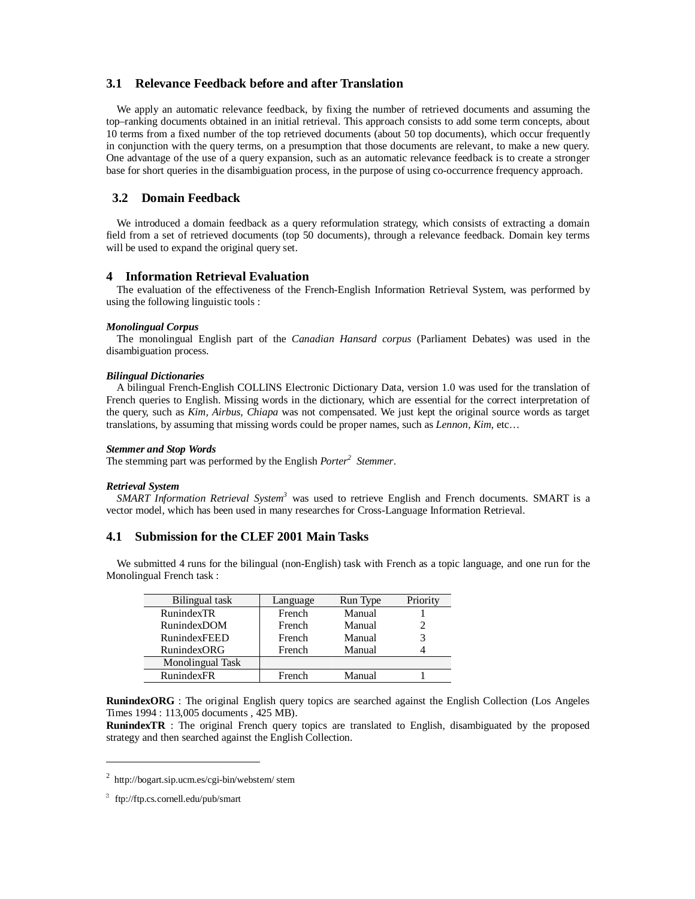## 3.1 Relevance Feedback before and after Translation

We apply an automatic relevance feedback, by fixing the number of retrieved documents and assuming the top–ranking documents obtained in an initial retrieval. This approach consists to add some term concepts, about 10 terms from a fixed number of the top retrieved documents (about 50 top documents), which occur frequently in conjunction with the query terms, on a presumption that those documents are relevant, to make a new query. One advantage of the use of a query expansion, such as an automatic relevance feedback is to create a stronger base for short queries in the disambiguation process, in the purpose of using co-occurrence frequency approach.

## 3.2 Domain Feedback

We introduced a domain feedback as a query reformulation strategy, which consists of extracting a domain field from a set of retrieved documents (top 50 documents), through a relevance feedback. Domain key terms will be used to expand the original query set.

# 4 Information Retrieval Evaluation

The evaluation of the effectiveness of the French-English Information Retrieval System, was performed by using the following linguistic tools :

***Monolingual Corpus***

The monolingual English part of the *Canadian Hansard corpus* (Parliament Debates) was used in the disambiguation process.

***Bilingual Dictionaries***

A bilingual French-English COLLINS Electronic Dictionary Data, version 1.0 was used for the translation of French queries to English. Missing words in the dictionary, which are essential for the correct interpretation of the query, such as *Kim, Airbus, Chiapa* was not compensated. We just kept the original source words as target translations, by assuming that missing words could be proper names, such as *Lennon, Kim*, etc…

***Stemmer and Stop Words***

The stemming part was performed by the English *Porter*[2] *Stemmer*.

***Retrieval System***

*SMART Information Retrieval System*[3] was used to retrieve English and French documents. SMART is a vector model, which has been used in many researches for Cross-Language Information Retrieval.

## 4.1 Submission for the CLEF 2001 Main Tasks

We submitted 4 runs for the bilingual (non-English) task with French as a topic language, and one run for the Monolingual French task :

| Bilingual task | Language | Run Type | Priority |
|---|---|---|---|
| RunindexTR | French | Manual | 1 |
| RunindexDOM | French | Manual | 2 |
| RunindexFEED | French | Manual | 3 |
| RunindexORG | French | Manual | 4 |
| Monolingual Task | | | |
| RunindexFR | French | Manual | 1 |

**RunindexORG** : The original English query topics are searched against the English Collection (Los Angeles Times 1994 : 113,005 documents , 425 MB).

**RunindexTR** : The original French query topics are translated to English, disambiguated by the proposed strategy and then searched against the English Collection.

---

[2] http://bogart.sip.ucm.es/cgi-bin/webstem/ stem

[3] ftp://ftp.cs.cornell.edu/pub/smart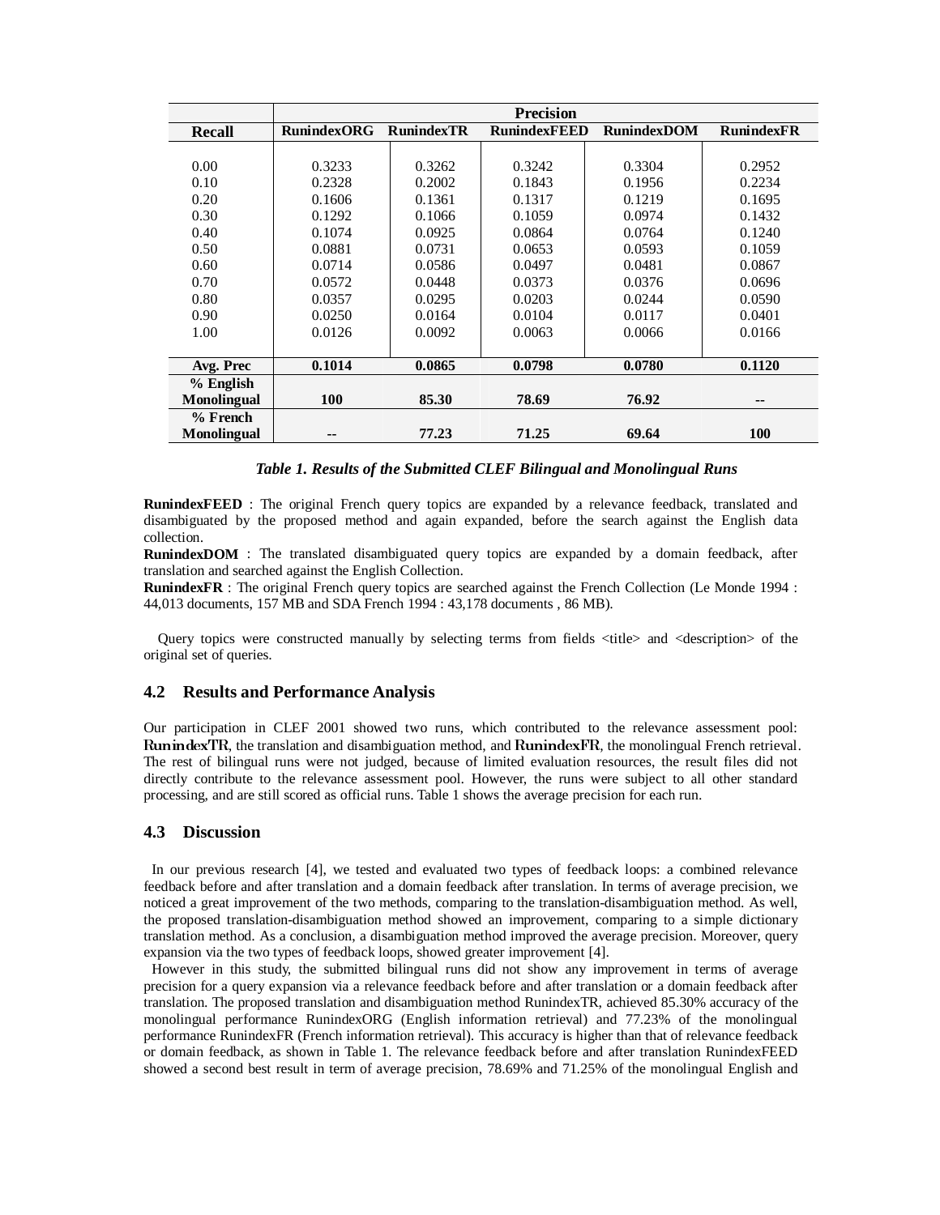| Recall | Precision | | | | |
|---|---|---|---|---|---|
| | **RunindexORG** | **RunindexTR** | **RunindexFEED** | **RunindexDOM** | **RunindexFR** |
| 0.00 | 0.3233 | 0.3262 | 0.3242 | 0.3304 | 0.2952 |
| 0.10 | 0.2328 | 0.2002 | 0.1843 | 0.1956 | 0.2234 |
| 0.20 | 0.1606 | 0.1361 | 0.1317 | 0.1219 | 0.1695 |
| 0.30 | 0.1292 | 0.1066 | 0.1059 | 0.0974 | 0.1432 |
| 0.40 | 0.1074 | 0.0925 | 0.0864 | 0.0764 | 0.1240 |
| 0.50 | 0.0881 | 0.0731 | 0.0653 | 0.0593 | 0.1059 |
| 0.60 | 0.0714 | 0.0586 | 0.0497 | 0.0481 | 0.0867 |
| 0.70 | 0.0572 | 0.0448 | 0.0373 | 0.0376 | 0.0696 |
| 0.80 | 0.0357 | 0.0295 | 0.0203 | 0.0244 | 0.0590 |
| 0.90 | 0.0250 | 0.0164 | 0.0104 | 0.0117 | 0.0401 |
| 1.00 | 0.0126 | 0.0092 | 0.0063 | 0.0066 | 0.0166 |
| **Avg. Prec** | **0.1014** | **0.0865** | **0.0798** | **0.0780** | **0.1120** |
| **% English Monolingual** | **100** | **85.30** | **78.69** | **76.92** | **--** |
| **% French Monolingual** | **--** | **77.23** | **71.25** | **69.64** | **100** |

***Table 1. Results of the Submitted CLEF Bilingual and Monolingual Runs***

**RunindexFEED** : The original French query topics are expanded by a relevance feedback, translated and disambiguated by the proposed method and again expanded, before the search against the English data collection.
**RunindexDOM** : The translated disambiguated query topics are expanded by a domain feedback, after translation and searched against the English Collection.
**RunindexFR** : The original French query topics are searched against the French Collection (Le Monde 1994 : 44,013 documents, 157 MB and SDA French 1994 : 43,178 documents , 86 MB).

Query topics were constructed manually by selecting terms from fields <title> and <description> of the original set of queries.

### 4.2 Results and Performance Analysis

Our participation in CLEF 2001 showed two runs, which contributed to the relevance assessment pool: **RunindexTR**, the translation and disambiguation method, and **RunindexFR**, the monolingual French retrieval. The rest of bilingual runs were not judged, because of limited evaluation resources, the result files did not directly contribute to the relevance assessment pool. However, the runs were subject to all other standard processing, and are still scored as official runs. Table 1 shows the average precision for each run.

### 4.3 Discussion

In our previous research [4], we tested and evaluated two types of feedback loops: a combined relevance feedback before and after translation and a domain feedback after translation. In terms of average precision, we noticed a great improvement of the two methods, comparing to the translation-disambiguation method. As well, the proposed translation-disambiguation method showed an improvement, comparing to a simple dictionary translation method. As a conclusion, a disambiguation method improved the average precision. Moreover, query expansion via the two types of feedback loops, showed greater improvement [4].

However in this study, the submitted bilingual runs did not show any improvement in terms of average precision for a query expansion via a relevance feedback before and after translation or a domain feedback after translation. The proposed translation and disambiguation method RunindexTR, achieved 85.30% accuracy of the monolingual performance RunindexORG (English information retrieval) and 77.23% of the monolingual performance RunindexFR (French information retrieval). This accuracy is higher than that of relevance feedback or domain feedback, as shown in Table 1. The relevance feedback before and after translation RunindexFEED showed a second best result in term of average precision, 78.69% and 71.25% of the monolingual English and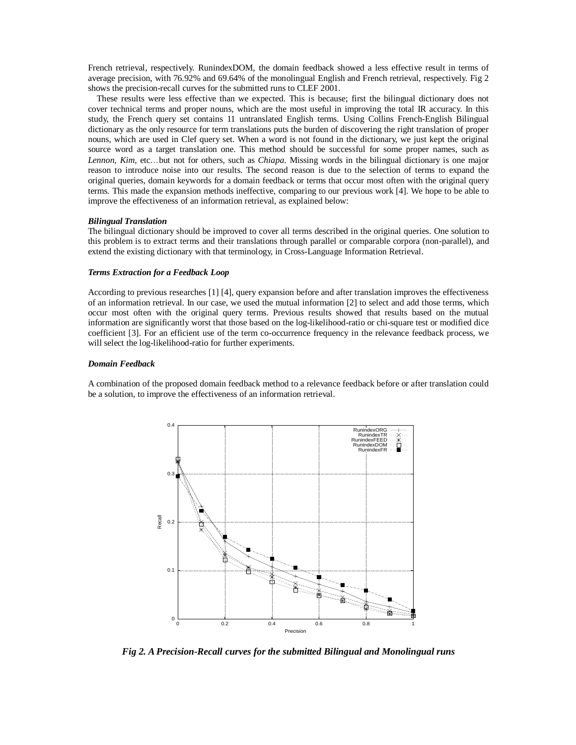French retrieval, respectively. RunindexDOM, the domain feedback showed a less effective result in terms of average precision, with 76.92% and 69.64% of the monolingual English and French retrieval, respectively. Fig 2 shows the precision-recall curves for the submitted runs to CLEF 2001.

These results were less effective than we expected. This is because; first the bilingual dictionary does not cover technical terms and proper nouns, which are the most useful in improving the total IR accuracy. In this study, the French query set contains 11 untranslated English terms. Using Collins French-English Bilingual dictionary as the only resource for term translations puts the burden of discovering the right translation of proper nouns, which are used in Clef query set. When a word is not found in the dictionary, we just kept the original source word as a target translation one. This method should be successful for some proper names, such as *Lennon, Kim*, etc… but not for others, such as *Chiapa*. Missing words in the bilingual dictionary is one major reason to introduce noise into our results. The second reason is due to the selection of terms to expand the original queries, domain keywords for a domain feedback or terms that occur most often with the original query terms. This made the expansion methods ineffective, comparing to our previous work [4]. We hope to be able to improve the effectiveness of an information retrieval, as explained below:

***Bilingual Translation***

The bilingual dictionary should be improved to cover all terms described in the original queries. One solution to this problem is to extract terms and their translations through parallel or comparable corpora (non-parallel), and extend the existing dictionary with that terminology, in Cross-Language Information Retrieval.

***Terms Extraction for a Feedback Loop***

According to previous researches [1] [4], query expansion before and after translation improves the effectiveness of an information retrieval. In our case, we used the mutual information [2] to select and add those terms, which occur most often with the original query terms. Previous results showed that results based on the mutual information are significantly worst that those based on the log-likelihood-ratio or chi-square test or modified dice coefficient [3]. For an efficient use of the term co-occurrence frequency in the relevance feedback process, we will select the log-likelihood-ratio for further experiments.

***Domain Feedback***

A combination of the proposed domain feedback method to a relevance feedback before or after translation could be a solution, to improve the effectiveness of an information retrieval.

***Fig 2. A Precision-Recall curves for the submitted Bilingual and Monolingual runs***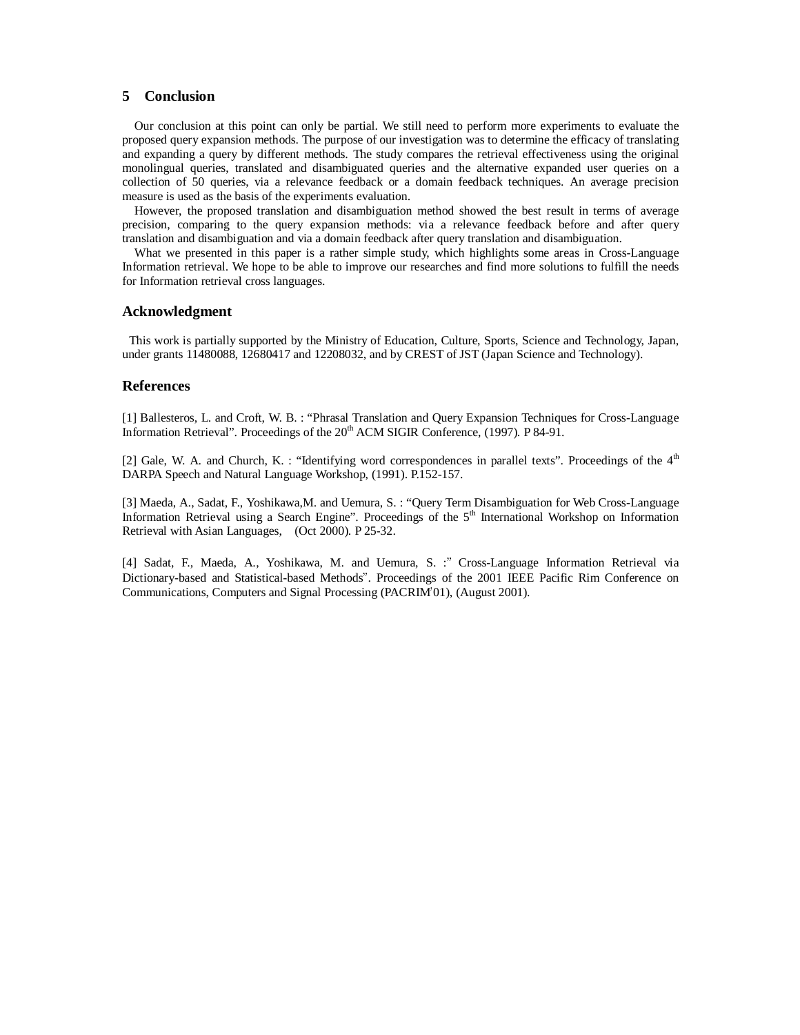## 5 Conclusion

Our conclusion at this point can only be partial. We still need to perform more experiments to evaluate the proposed query expansion methods. The purpose of our investigation was to determine the efficacy of translating and expanding a query by different methods. The study compares the retrieval effectiveness using the original monolingual queries, translated and disambiguated queries and the alternative expanded user queries on a collection of 50 queries, via a relevance feedback or a domain feedback techniques. An average precision measure is used as the basis of the experiments evaluation.

However, the proposed translation and disambiguation method showed the best result in terms of average precision, comparing to the query expansion methods: via a relevance feedback before and after query translation and disambiguation and via a domain feedback after query translation and disambiguation.

What we presented in this paper is a rather simple study, which highlights some areas in Cross-Language Information retrieval. We hope to be able to improve our researches and find more solutions to fulfill the needs for Information retrieval cross languages.

## Acknowledgment

This work is partially supported by the Ministry of Education, Culture, Sports, Science and Technology, Japan, under grants 11480088, 12680417 and 12208032, and by CREST of JST (Japan Science and Technology).

## References

[1] Ballesteros, L. and Croft, W. B. : "Phrasal Translation and Query Expansion Techniques for Cross-Language Information Retrieval". Proceedings of the 20th ACM SIGIR Conference, (1997). P 84-91.

[2] Gale, W. A. and Church, K. : "Identifying word correspondences in parallel texts". Proceedings of the 4th DARPA Speech and Natural Language Workshop, (1991). P.152-157.

[3] Maeda, A., Sadat, F., Yoshikawa,M. and Uemura, S. : "Query Term Disambiguation for Web Cross-Language Information Retrieval using a Search Engine". Proceedings of the 5th International Workshop on Information Retrieval with Asian Languages, (Oct 2000). P 25-32.

[4] Sadat, F., Maeda, A., Yoshikawa, M. and Uemura, S. :" Cross-Language Information Retrieval via Dictionary-based and Statistical-based Methods". Proceedings of the 2001 IEEE Pacific Rim Conference on Communications, Computers and Signal Processing (PACRIM'01), (August 2001).